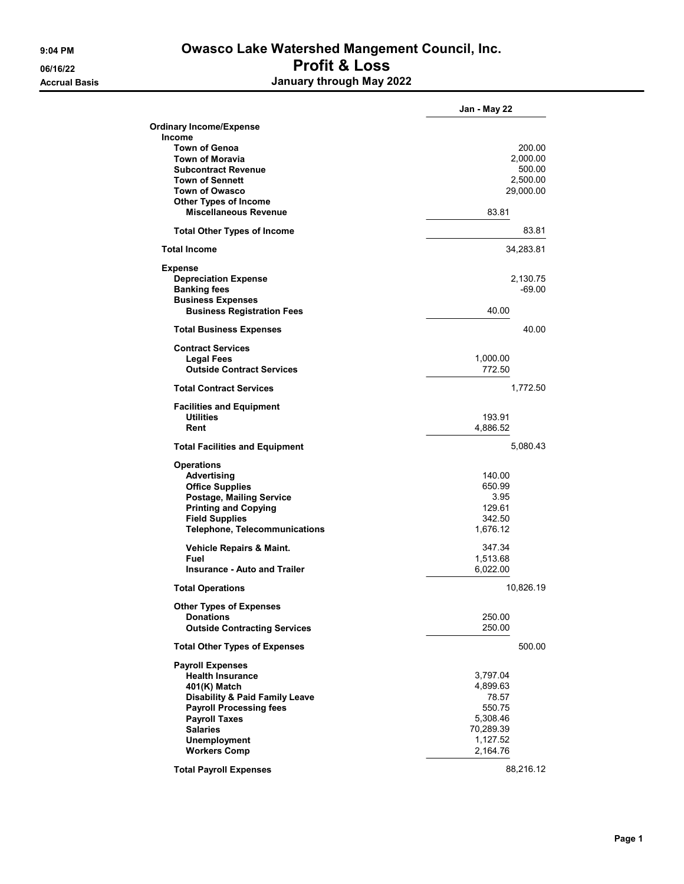**9:04 PM**
**06/16/22**
**Accrual Basis**

# Owasco Lake Watershed Mangement Council, Inc.
## Profit & Loss
### January through May 2022

| | | Jan - May 22 |
|---|---|---|
| **Ordinary Income/Expense** | | |
| **Income** | | |
| **Town of Genoa** | | 200.00 |
| **Town of Moravia** | | 2,000.00 |
| **Subcontract Revenue** | | 500.00 |
| **Town of Sennett** | | 2,500.00 |
| **Town of Owasco** | | 29,000.00 |
| **Other Types of Income** | | |
| **Miscellaneous Revenue** | 83.81 | |
| **Total Other Types of Income** | | 83.81 |
| **Total Income** | | 34,283.81 |
| **Expense** | | |
| **Depreciation Expense** | | 2,130.75 |
| **Banking fees** | | -69.00 |
| **Business Expenses** | | |
| **Business Registration Fees** | 40.00 | |
| **Total Business Expenses** | | 40.00 |
| **Contract Services** | | |
| **Legal Fees** | 1,000.00 | |
| **Outside Contract Services** | 772.50 | |
| **Total Contract Services** | | 1,772.50 |
| **Facilities and Equipment** | | |
| **Utilities** | 193.91 | |
| **Rent** | 4,886.52 | |
| **Total Facilities and Equipment** | | 5,080.43 |
| **Operations** | | |
| **Advertising** | 140.00 | |
| **Office Supplies** | 650.99 | |
| **Postage, Mailing Service** | 3.95 | |
| **Printing and Copying** | 129.61 | |
| **Field Supplies** | 342.50 | |
| **Telephone, Telecommunications** | 1,676.12 | |
| **Vehicle Repairs & Maint.** | 347.34 | |
| **Fuel** | 1,513.68 | |
| **Insurance - Auto and Trailer** | 6,022.00 | |
| **Total Operations** | | 10,826.19 |
| **Other Types of Expenses** | | |
| **Donations** | 250.00 | |
| **Outside Contracting Services** | 250.00 | |
| **Total Other Types of Expenses** | | 500.00 |
| **Payroll Expenses** | | |
| **Health Insurance** | 3,797.04 | |
| **401(K) Match** | 4,899.63 | |
| **Disability & Paid Family Leave** | 78.57 | |
| **Payroll Processing fees** | 550.75 | |
| **Payroll Taxes** | 5,308.46 | |
| **Salaries** | 70,289.39 | |
| **Unemployment** | 1,127.52 | |
| **Workers Comp** | 2,164.76 | |
| **Total Payroll Expenses** | | 88,216.12 |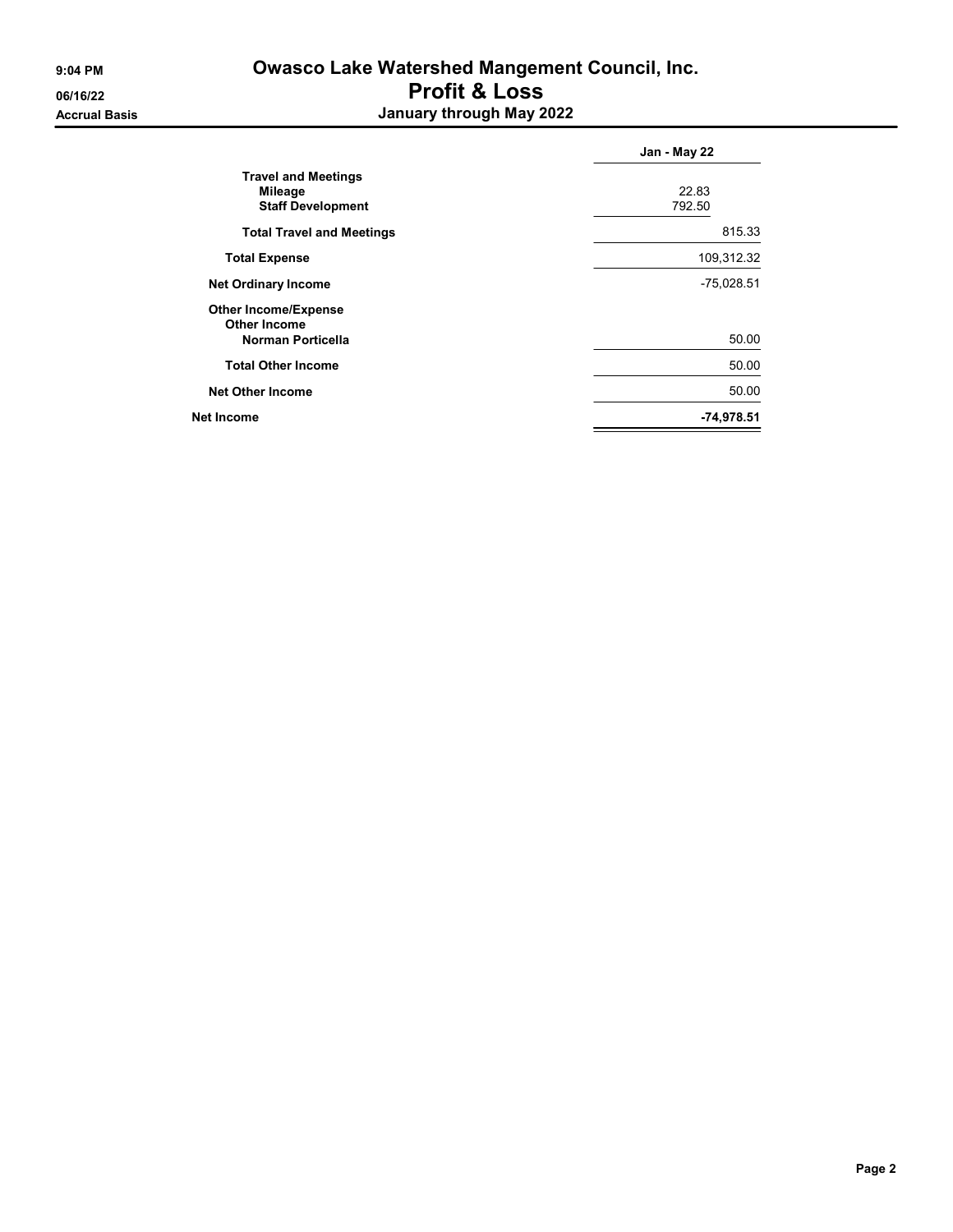# Owasco Lake Watershed Mangement Council, Inc.

## Profit & Loss

### January through May 2022

9:04 PM
06/16/22
Accrual Basis

| | Jan - May 22 |
|---|---|
| Travel and Meetings | |
| Mileage | 22.83 |
| Staff Development | 792.50 |
| Total Travel and Meetings | 815.33 |
| Total Expense | 109,312.32 |
| Net Ordinary Income | -75,028.51 |
| Other Income/Expense | |
| Other Income | |
| Norman Porticella | 50.00 |
| Total Other Income | 50.00 |
| Net Other Income | 50.00 |
| **Net Income** | **-74,978.51** |